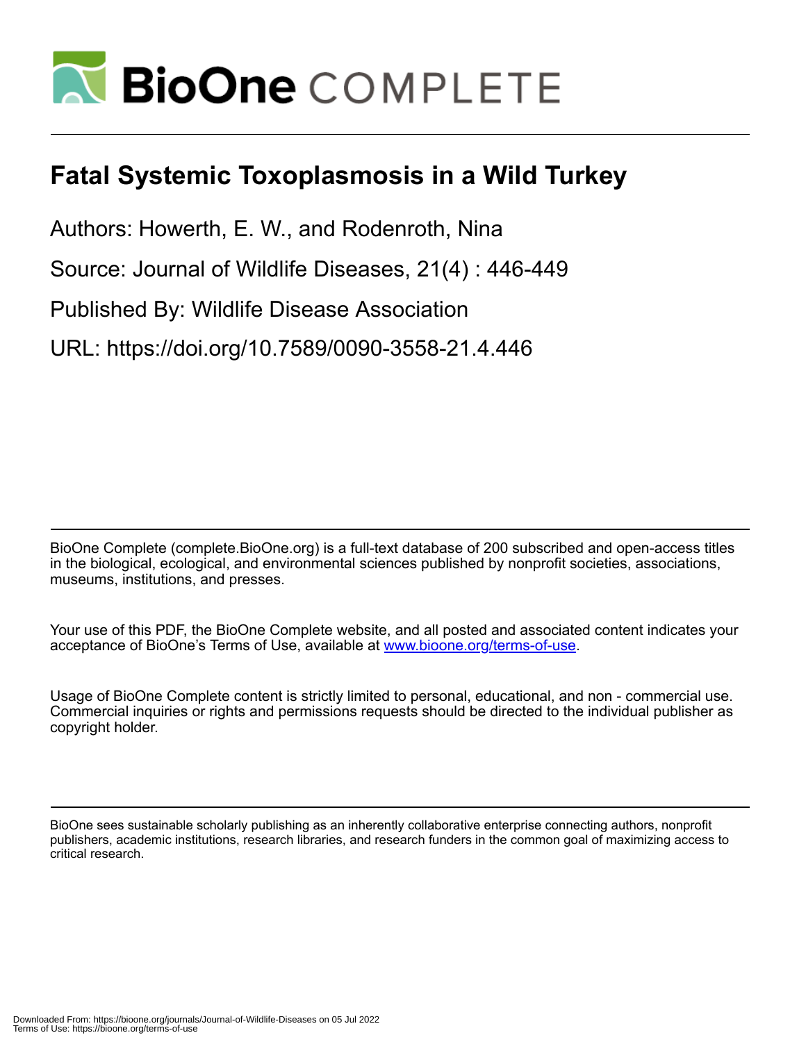# Fatal Systemic Toxoplasmosis in a Wild Turkey

Authors: Howerth, E. W., and Rodenroth, Nina

Source: Journal of Wildlife Diseases, 21(4) : 446-449

Published By: Wildlife Disease Association

URL: https://doi.org/10.7589/0090-3558-21.4.446

BioOne Complete (complete.BioOne.org) is a full-text database of 200 subscribed and open-access titles in the biological, ecological, and environmental sciences published by nonprofit societies, associations, museums, institutions, and presses.

Your use of this PDF, the BioOne Complete website, and all posted and associated content indicates your acceptance of BioOne's Terms of Use, available at www.bioone.org/terms-of-use.

Usage of BioOne Complete content is strictly limited to personal, educational, and non - commercial use. Commercial inquiries or rights and permissions requests should be directed to the individual publisher as copyright holder.

BioOne sees sustainable scholarly publishing as an inherently collaborative enterprise connecting authors, nonprofit publishers, academic institutions, research libraries, and research funders in the common goal of maximizing access to critical research.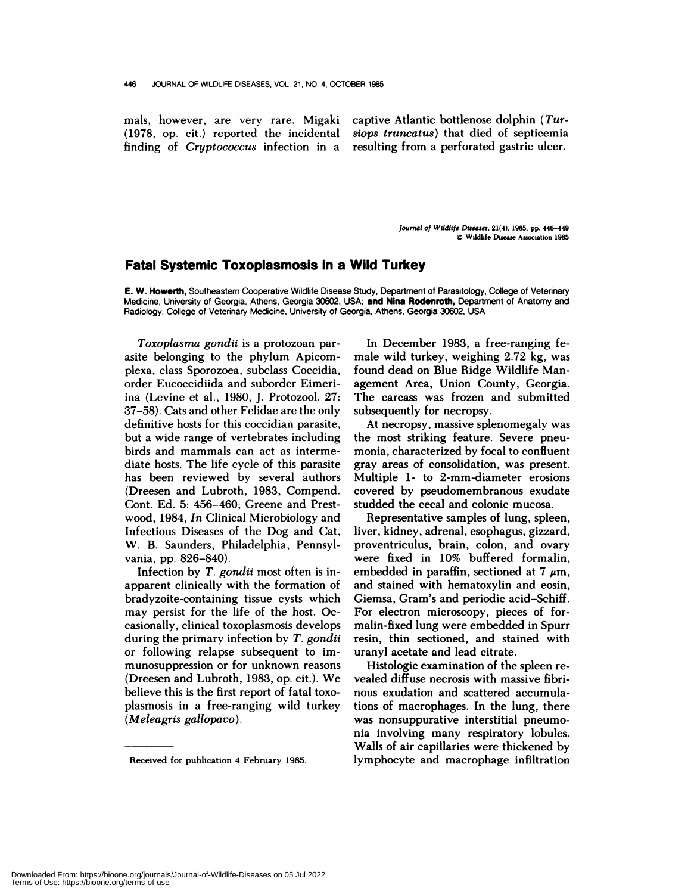mals, however, are very rare. Migaki (1978, op. cit.) reported the incidental finding of *Cryptococcus* infection in a captive Atlantic bottlenose dolphin (*Tursiops truncatus*) that died of septicemia resulting from a perforated gastric ulcer.

*Journal of Wildlife Diseases*, 21(4), 1985, pp. 446–449
© Wildlife Disease Association 1985

## Fatal Systemic Toxoplasmosis in a Wild Turkey

**E. W. Howerth,** Southeastern Cooperative Wildlife Disease Study, Department of Parasitology, College of Veterinary Medicine, University of Georgia, Athens, Georgia 30602, USA; **and Nina Rodenroth,** Department of Anatomy and Radiology, College of Veterinary Medicine, University of Georgia, Athens, Georgia 30602, USA

*Toxoplasma gondii* is a protozoan parasite belonging to the phylum Apicomplexa, class Sporozoea, subclass Coccidia, order Eucoccidiida and suborder Eimeriina (Levine et al., 1980, J. Protozool. 27: 37–58). Cats and other Felidae are the only definitive hosts for this coccidian parasite, but a wide range of vertebrates including birds and mammals can act as intermediate hosts. The life cycle of this parasite has been reviewed by several authors (Dreesen and Lubroth, 1983, Compend. Cont. Ed. 5: 456–460; Greene and Prestwood, 1984, *In* Clinical Microbiology and Infectious Diseases of the Dog and Cat, W. B. Saunders, Philadelphia, Pennsylvania, pp. 826–840).

Infection by *T. gondii* most often is inapparent clinically with the formation of bradyzoite-containing tissue cysts which may persist for the life of the host. Occasionally, clinical toxoplasmosis develops during the primary infection by *T. gondii* or following relapse subsequent to immunosuppression or for unknown reasons (Dreesen and Lubroth, 1983, op. cit.). We believe this is the first report of fatal toxoplasmosis in a free-ranging wild turkey (*Meleagris gallopavo*).

Received for publication 4 February 1985.

In December 1983, a free-ranging female wild turkey, weighing 2.72 kg, was found dead on Blue Ridge Wildlife Management Area, Union County, Georgia. The carcass was frozen and submitted subsequently for necropsy.

At necropsy, massive splenomegaly was the most striking feature. Severe pneumonia, characterized by focal to confluent gray areas of consolidation, was present. Multiple 1- to 2-mm-diameter erosions covered by pseudomembranous exudate studded the cecal and colonic mucosa.

Representative samples of lung, spleen, liver, kidney, adrenal, esophagus, gizzard, proventriculus, brain, colon, and ovary were fixed in 10% buffered formalin, embedded in paraffin, sectioned at 7 μm, and stained with hematoxylin and eosin, Giemsa, Gram's and periodic acid–Schiff. For electron microscopy, pieces of formalin-fixed lung were embedded in Spurr resin, thin sectioned, and stained with uranyl acetate and lead citrate.

Histologic examination of the spleen revealed diffuse necrosis with massive fibrinous exudation and scattered accumulations of macrophages. In the lung, there was nonsuppurative interstitial pneumonia involving many respiratory lobules. Walls of air capillaries were thickened by lymphocyte and macrophage infiltration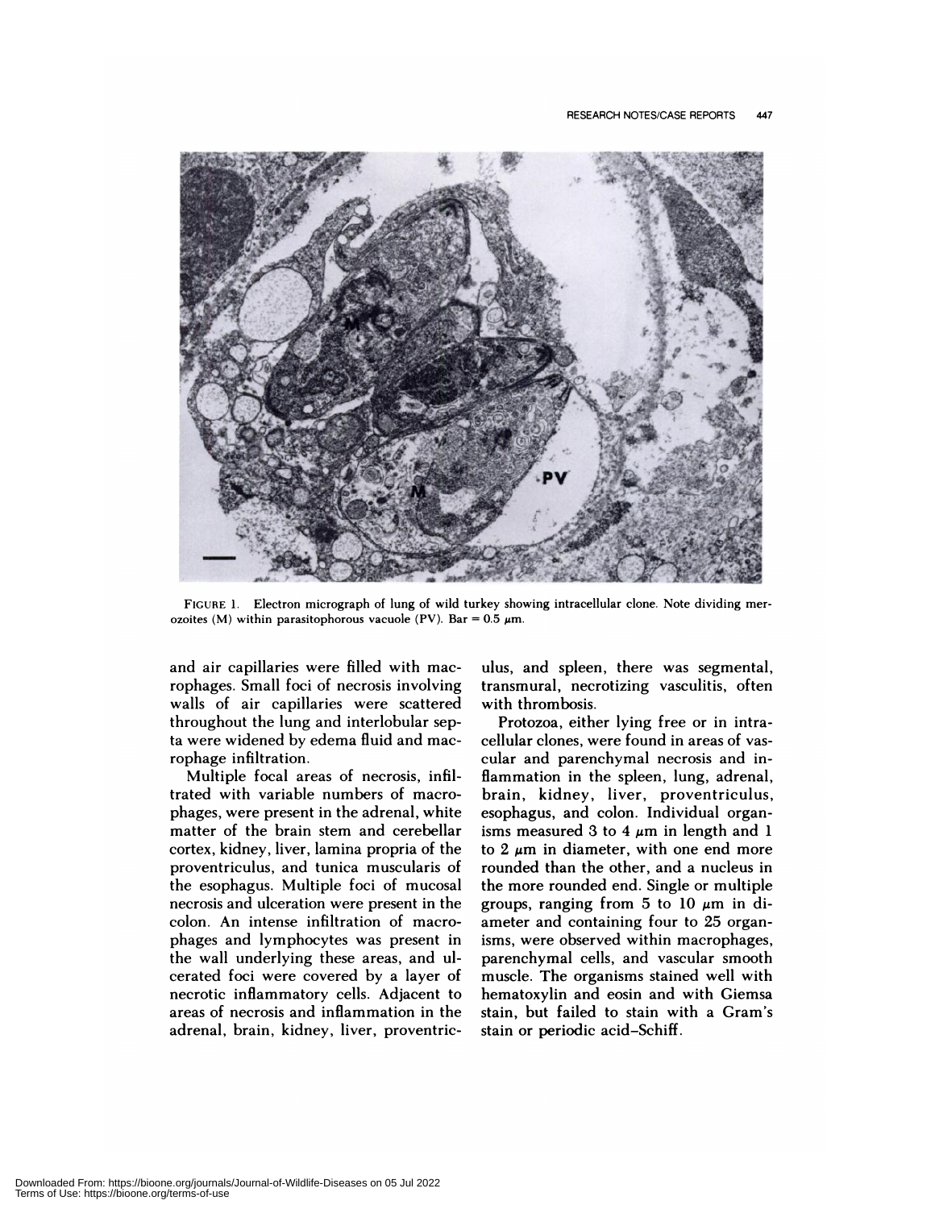FIGURE 1. Electron micrograph of lung of wild turkey showing intracellular clone. Note dividing merozoites (M) within parasitophorous vacuole (PV). Bar = 0.5 μm.

and air capillaries were filled with macrophages. Small foci of necrosis involving walls of air capillaries were scattered throughout the lung and interlobular septa were widened by edema fluid and macrophage infiltration.

Multiple focal areas of necrosis, infiltrated with variable numbers of macrophages, were present in the adrenal, white matter of the brain stem and cerebellar cortex, kidney, liver, lamina propria of the proventriculus, and tunica muscularis of the esophagus. Multiple foci of mucosal necrosis and ulceration were present in the colon. An intense infiltration of macrophages and lymphocytes was present in the wall underlying these areas, and ulcerated foci were covered by a layer of necrotic inflammatory cells. Adjacent to areas of necrosis and inflammation in the adrenal, brain, kidney, liver, proventriculus, and spleen, there was segmental, transmural, necrotizing vasculitis, often with thrombosis.

Protozoa, either lying free or in intracellular clones, were found in areas of vascular and parenchymal necrosis and inflammation in the spleen, lung, adrenal, brain, kidney, liver, proventriculus, esophagus, and colon. Individual organisms measured 3 to 4 μm in length and 1 to 2 μm in diameter, with one end more rounded than the other, and a nucleus in the more rounded end. Single or multiple groups, ranging from 5 to 10 μm in diameter and containing four to 25 organisms, were observed within macrophages, parenchymal cells, and vascular smooth muscle. The organisms stained well with hematoxylin and eosin and with Giemsa stain, but failed to stain with a Gram's stain or periodic acid–Schiff.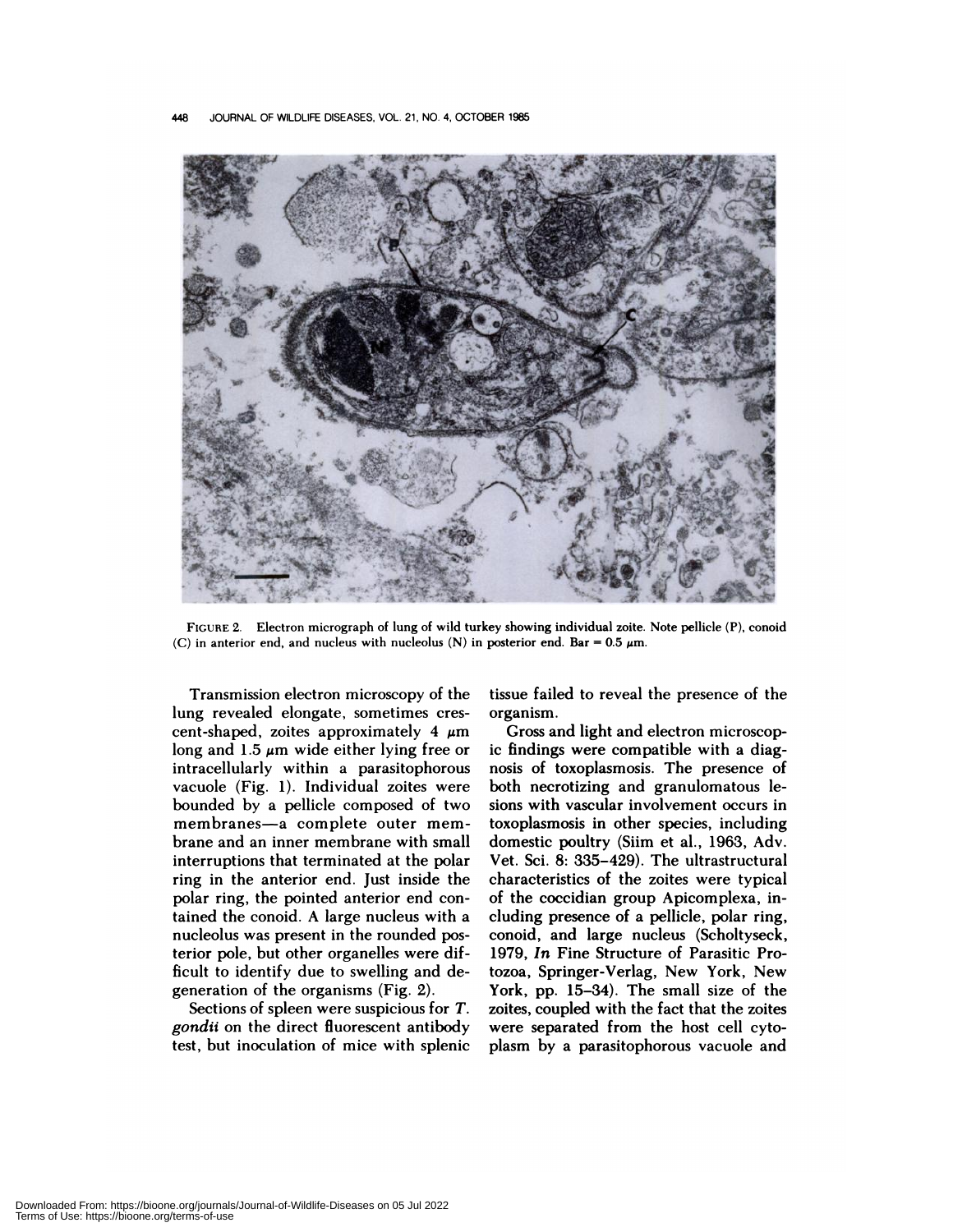FIGURE 2. Electron micrograph of lung of wild turkey showing individual zoite. Note pellicle (P), conoid (C) in anterior end, and nucleus with nucleolus (N) in posterior end. Bar = 0.5 μm.

Transmission electron microscopy of the lung revealed elongate, sometimes crescent-shaped, zoites approximately 4 μm long and 1.5 μm wide either lying free or intracellularly within a parasitophorous vacuole (Fig. 1). Individual zoites were bounded by a pellicle composed of two membranes—a complete outer membrane and an inner membrane with small interruptions that terminated at the polar ring in the anterior end. Just inside the polar ring, the pointed anterior end contained the conoid. A large nucleus with a nucleolus was present in the rounded posterior pole, but other organelles were difficult to identify due to swelling and degeneration of the organisms (Fig. 2).

Sections of spleen were suspicious for *T. gondii* on the direct fluorescent antibody test, but inoculation of mice with splenic tissue failed to reveal the presence of the organism.

Gross and light and electron microscopic findings were compatible with a diagnosis of toxoplasmosis. The presence of both necrotizing and granulomatous lesions with vascular involvement occurs in toxoplasmosis in other species, including domestic poultry (Siim et al., 1963, Adv. Vet. Sci. 8: 335–429). The ultrastructural characteristics of the zoites were typical of the coccidian group Apicomplexa, including presence of a pellicle, polar ring, conoid, and large nucleus (Scholtyseck, 1979, *In* Fine Structure of Parasitic Protozoa, Springer-Verlag, New York, New York, pp. 15–34). The small size of the zoites, coupled with the fact that the zoites were separated from the host cell cytoplasm by a parasitophorous vacuole and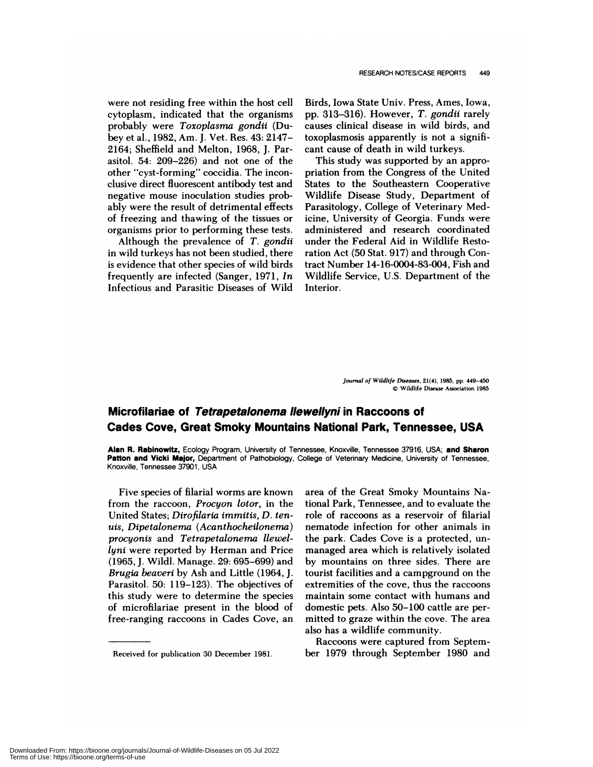were not residing free within the host cell cytoplasm, indicated that the organisms probably were *Toxoplasma gondii* (Dubey et al., 1982, Am. J. Vet. Res. 43: 2147–2164; Sheffield and Melton, 1968, J. Parasitol. 54: 209–226) and not one of the other "cyst-forming" coccidia. The inconclusive direct fluorescent antibody test and negative mouse inoculation studies probably were the result of detrimental effects of freezing and thawing of the tissues or organisms prior to performing these tests.

Although the prevalence of *T. gondii* in wild turkeys has not been studied, there is evidence that other species of wild birds frequently are infected (Sanger, 1971, *In* Infectious and Parasitic Diseases of Wild Birds, Iowa State Univ. Press, Ames, Iowa, pp. 313–316). However, *T. gondii* rarely causes clinical disease in wild birds, and toxoplasmosis apparently is not a significant cause of death in wild turkeys.

This study was supported by an appropriation from the Congress of the United States to the Southeastern Cooperative Wildlife Disease Study, Department of Parasitology, College of Veterinary Medicine, University of Georgia. Funds were administered and research coordinated under the Federal Aid in Wildlife Restoration Act (50 Stat. 917) and through Contract Number 14-16-0004-83-004, Fish and Wildlife Service, U.S. Department of the Interior.

*Journal of Wildlife Diseases*, 21(4), 1985, pp. 449–450
© Wildlife Disease Association 1985

## Microfilariae of *Tetrapetalonema llewellyni* in Raccoons of Cades Cove, Great Smoky Mountains National Park, Tennessee, USA

**Alan R. Rabinowitz,** Ecology Program, University of Tennessee, Knoxville, Tennessee 37916, USA; **and Sharon Patton and Vicki Major,** Department of Pathobiology, College of Veterinary Medicine, University of Tennessee, Knoxville, Tennessee 37901, USA

Five species of filarial worms are known from the raccoon, *Procyon lotor*, in the United States; *Dirofilaria immitis*, *D. tenuis*, *Dipetalonema* (*Acanthocheilonema*) *procyonis* and *Tetrapetalonema llewellyni* were reported by Herman and Price (1965, J. Wildl. Manage. 29: 695–699) and *Brugia beaveri* by Ash and Little (1964, J. Parasitol. 50: 119–123). The objectives of this study were to determine the species of microfilariae present in the blood of free-ranging raccoons in Cades Cove, an area of the Great Smoky Mountains National Park, Tennessee, and to evaluate the role of raccoons as a reservoir of filarial nematode infection for other animals in the park. Cades Cove is a protected, unmanaged area which is relatively isolated by mountains on three sides. There are tourist facilities and a campground on the extremities of the cove, thus the raccoons maintain some contact with humans and domestic pets. Also 50–100 cattle are permitted to graze within the cove. The area also has a wildlife community.

Raccoons were captured from September 1979 through September 1980 and

Received for publication 30 December 1981.